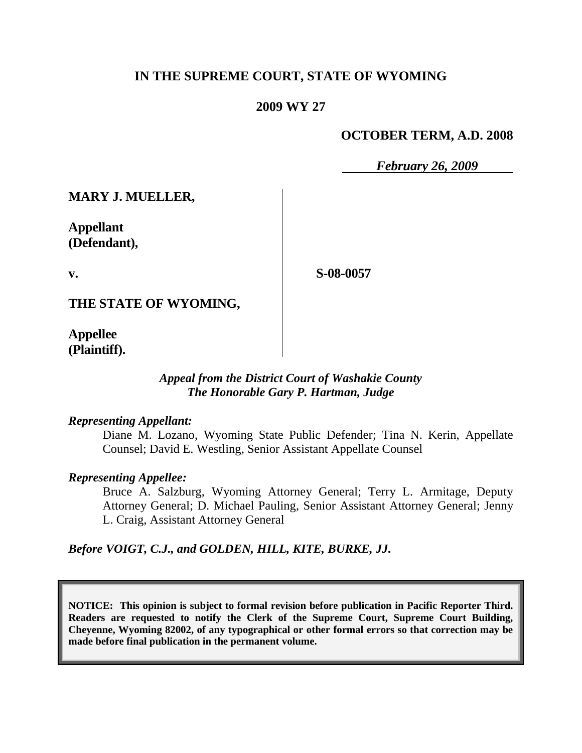**IN THE SUPREME COURT, STATE OF WYOMING**

**2009 WY 27**

**OCTOBER TERM, A.D. 2008**

***February 26, 2009***

**MARY J. MUELLER,**

**Appellant (Defendant),**

**v.**

**S-08-0057**

**THE STATE OF WYOMING,**

**Appellee (Plaintiff).**

***Appeal from the District Court of Washakie County***
***The Honorable Gary P. Hartman, Judge***

***Representing Appellant:***

Diane M. Lozano, Wyoming State Public Defender; Tina N. Kerin, Appellate Counsel; David E. Westling, Senior Assistant Appellate Counsel

***Representing Appellee:***

Bruce A. Salzburg, Wyoming Attorney General; Terry L. Armitage, Deputy Attorney General; D. Michael Pauling, Senior Assistant Attorney General; Jenny L. Craig, Assistant Attorney General

***Before VOIGT, C.J., and GOLDEN, HILL, KITE, BURKE, JJ.***

**NOTICE: This opinion is subject to formal revision before publication in Pacific Reporter Third. Readers are requested to notify the Clerk of the Supreme Court, Supreme Court Building, Cheyenne, Wyoming 82002, of any typographical or other formal errors so that correction may be made before final publication in the permanent volume.**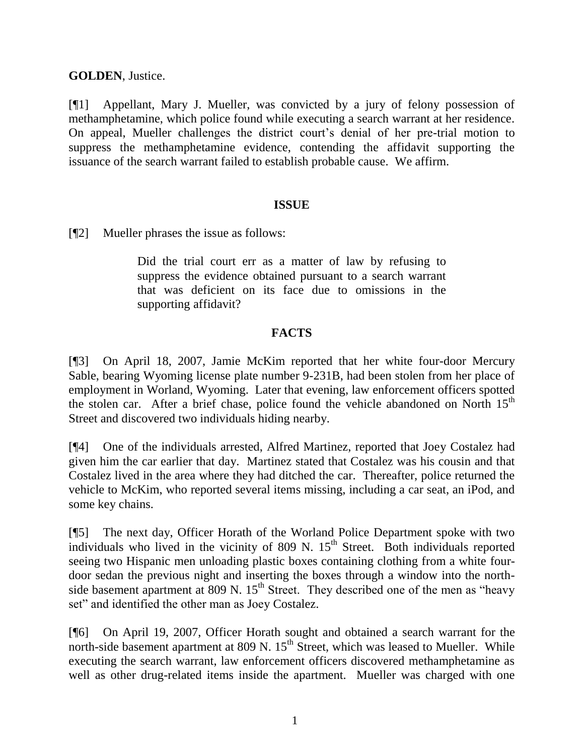**GOLDEN**, Justice.

[¶1] Appellant, Mary J. Mueller, was convicted by a jury of felony possession of methamphetamine, which police found while executing a search warrant at her residence. On appeal, Mueller challenges the district court's denial of her pre-trial motion to suppress the methamphetamine evidence, contending the affidavit supporting the issuance of the search warrant failed to establish probable cause. We affirm.

## ISSUE

[¶2] Mueller phrases the issue as follows:

> Did the trial court err as a matter of law by refusing to suppress the evidence obtained pursuant to a search warrant that was deficient on its face due to omissions in the supporting affidavit?

## FACTS

[¶3] On April 18, 2007, Jamie McKim reported that her white four-door Mercury Sable, bearing Wyoming license plate number 9-231B, had been stolen from her place of employment in Worland, Wyoming. Later that evening, law enforcement officers spotted the stolen car. After a brief chase, police found the vehicle abandoned on North 15th Street and discovered two individuals hiding nearby.

[¶4] One of the individuals arrested, Alfred Martinez, reported that Joey Costalez had given him the car earlier that day. Martinez stated that Costalez was his cousin and that Costalez lived in the area where they had ditched the car. Thereafter, police returned the vehicle to McKim, who reported several items missing, including a car seat, an iPod, and some key chains.

[¶5] The next day, Officer Horath of the Worland Police Department spoke with two individuals who lived in the vicinity of 809 N. 15th Street. Both individuals reported seeing two Hispanic men unloading plastic boxes containing clothing from a white four-door sedan the previous night and inserting the boxes through a window into the north-side basement apartment at 809 N. 15th Street. They described one of the men as "heavy set" and identified the other man as Joey Costalez.

[¶6] On April 19, 2007, Officer Horath sought and obtained a search warrant for the north-side basement apartment at 809 N. 15th Street, which was leased to Mueller. While executing the search warrant, law enforcement officers discovered methamphetamine as well as other drug-related items inside the apartment. Mueller was charged with one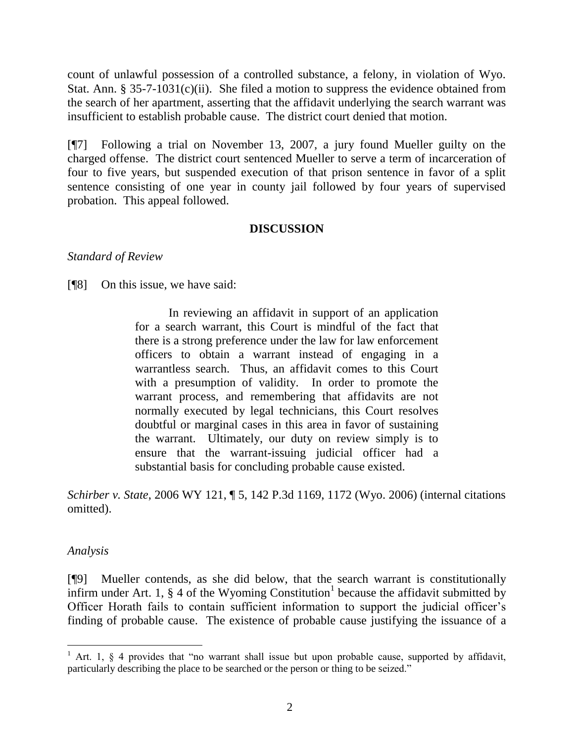count of unlawful possession of a controlled substance, a felony, in violation of Wyo. Stat. Ann. § 35-7-1031(c)(ii). She filed a motion to suppress the evidence obtained from the search of her apartment, asserting that the affidavit underlying the search warrant was insufficient to establish probable cause. The district court denied that motion.

[¶7] Following a trial on November 13, 2007, a jury found Mueller guilty on the charged offense. The district court sentenced Mueller to serve a term of incarceration of four to five years, but suspended execution of that prison sentence in favor of a split sentence consisting of one year in county jail followed by four years of supervised probation. This appeal followed.

**DISCUSSION**

*Standard of Review*

[¶8] On this issue, we have said:

> In reviewing an affidavit in support of an application for a search warrant, this Court is mindful of the fact that there is a strong preference under the law for law enforcement officers to obtain a warrant instead of engaging in a warrantless search. Thus, an affidavit comes to this Court with a presumption of validity. In order to promote the warrant process, and remembering that affidavits are not normally executed by legal technicians, this Court resolves doubtful or marginal cases in this area in favor of sustaining the warrant. Ultimately, our duty on review simply is to ensure that the warrant-issuing judicial officer had a substantial basis for concluding probable cause existed.

*Schirber v. State*, 2006 WY 121, ¶ 5, 142 P.3d 1169, 1172 (Wyo. 2006) (internal citations omitted).

*Analysis*

[¶9] Mueller contends, as she did below, that the search warrant is constitutionally infirm under Art. 1, § 4 of the Wyoming Constitution[1] because the affidavit submitted by Officer Horath fails to contain sufficient information to support the judicial officer's finding of probable cause. The existence of probable cause justifying the issuance of a

[1] Art. 1, § 4 provides that "no warrant shall issue but upon probable cause, supported by affidavit, particularly describing the place to be searched or the person or thing to be seized."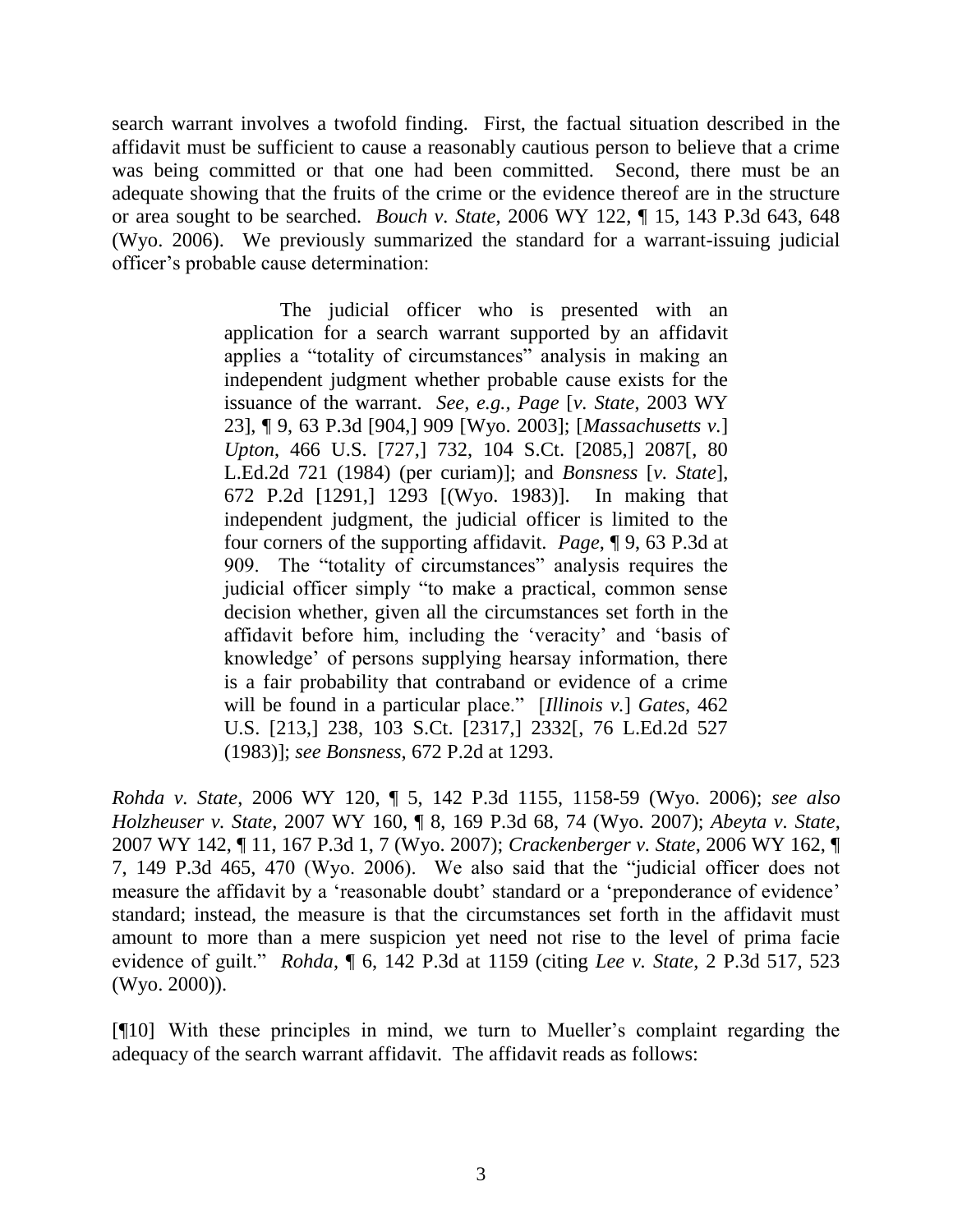search warrant involves a twofold finding. First, the factual situation described in the affidavit must be sufficient to cause a reasonably cautious person to believe that a crime was being committed or that one had been committed. Second, there must be an adequate showing that the fruits of the crime or the evidence thereof are in the structure or area sought to be searched. *Bouch v. State*, 2006 WY 122, ¶ 15, 143 P.3d 643, 648 (Wyo. 2006). We previously summarized the standard for a warrant-issuing judicial officer's probable cause determination:

> The judicial officer who is presented with an application for a search warrant supported by an affidavit applies a "totality of circumstances" analysis in making an independent judgment whether probable cause exists for the issuance of the warrant. *See, e.g., Page* [*v. State*, 2003 WY 23], ¶ 9, 63 P.3d [904,] 909 [Wyo. 2003]; [*Massachusetts v.*] *Upton*, 466 U.S. [727,] 732, 104 S.Ct. [2085,] 2087[, 80 L.Ed.2d 721 (1984) (per curiam)]; and *Bonsness* [*v. State*], 672 P.2d [1291,] 1293 [(Wyo. 1983)]. In making that independent judgment, the judicial officer is limited to the four corners of the supporting affidavit. *Page*, ¶ 9, 63 P.3d at 909. The "totality of circumstances" analysis requires the judicial officer simply "to make a practical, common sense decision whether, given all the circumstances set forth in the affidavit before him, including the 'veracity' and 'basis of knowledge' of persons supplying hearsay information, there is a fair probability that contraband or evidence of a crime will be found in a particular place." [*Illinois v.*] *Gates*, 462 U.S. [213,] 238, 103 S.Ct. [2317,] 2332[, 76 L.Ed.2d 527 (1983)]; *see Bonsness*, 672 P.2d at 1293.

*Rohda v. State*, 2006 WY 120, ¶ 5, 142 P.3d 1155, 1158-59 (Wyo. 2006); *see also Holzheuser v. State*, 2007 WY 160, ¶ 8, 169 P.3d 68, 74 (Wyo. 2007); *Abeyta v. State*, 2007 WY 142, ¶ 11, 167 P.3d 1, 7 (Wyo. 2007); *Crackenberger v. State*, 2006 WY 162, ¶ 7, 149 P.3d 465, 470 (Wyo. 2006). We also said that the "judicial officer does not measure the affidavit by a 'reasonable doubt' standard or a 'preponderance of evidence' standard; instead, the measure is that the circumstances set forth in the affidavit must amount to more than a mere suspicion yet need not rise to the level of prima facie evidence of guilt." *Rohda*, ¶ 6, 142 P.3d at 1159 (citing *Lee v. State*, 2 P.3d 517, 523 (Wyo. 2000)).

[¶10] With these principles in mind, we turn to Mueller's complaint regarding the adequacy of the search warrant affidavit. The affidavit reads as follows: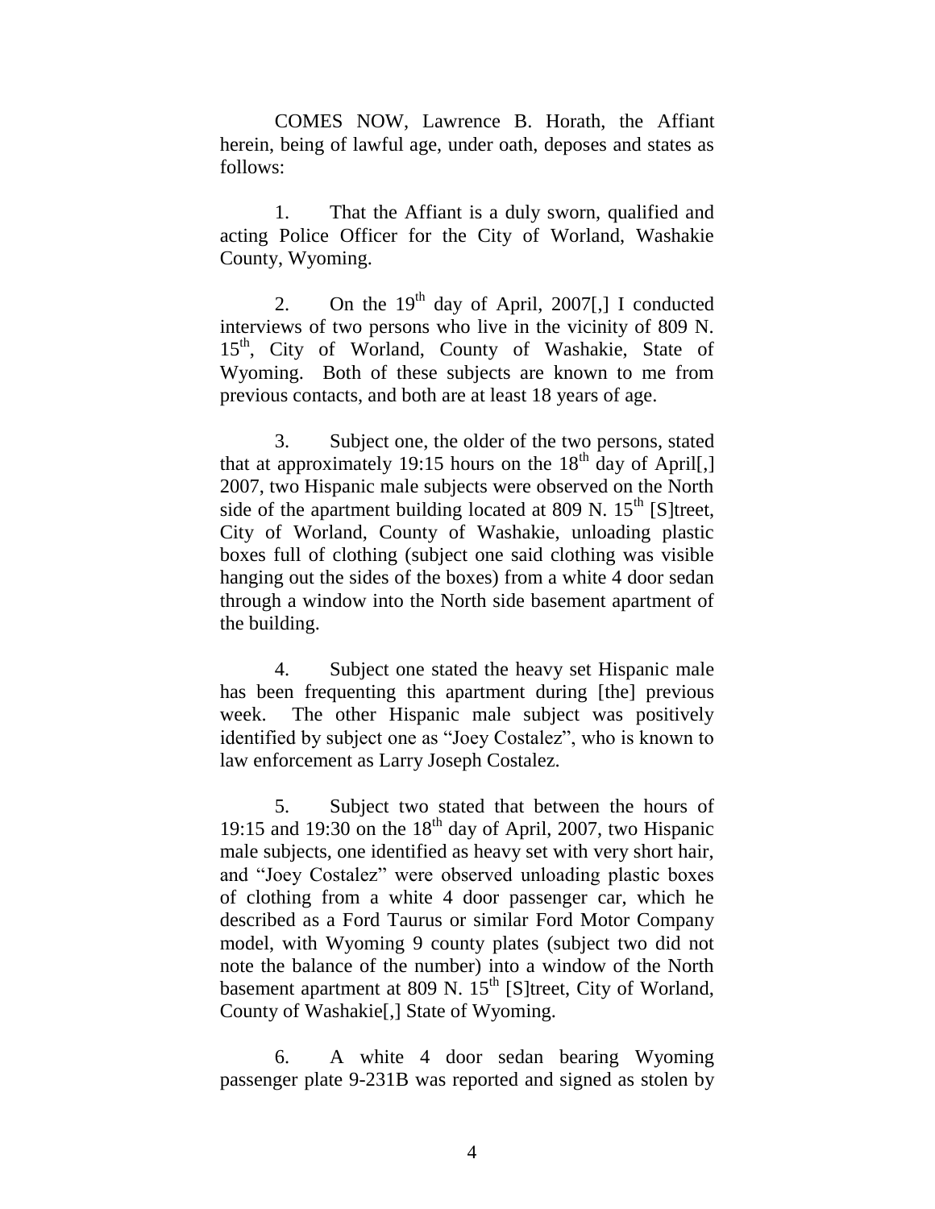COMES NOW, Lawrence B. Horath, the Affiant herein, being of lawful age, under oath, deposes and states as follows:

1. That the Affiant is a duly sworn, qualified and acting Police Officer for the City of Worland, Washakie County, Wyoming.

2. On the 19th day of April, 2007[,] I conducted interviews of two persons who live in the vicinity of 809 N. 15th, City of Worland, County of Washakie, State of Wyoming. Both of these subjects are known to me from previous contacts, and both are at least 18 years of age.

3. Subject one, the older of the two persons, stated that at approximately 19:15 hours on the 18th day of April[,] 2007, two Hispanic male subjects were observed on the North side of the apartment building located at 809 N. 15th [S]treet, City of Worland, County of Washakie, unloading plastic boxes full of clothing (subject one said clothing was visible hanging out the sides of the boxes) from a white 4 door sedan through a window into the North side basement apartment of the building.

4. Subject one stated the heavy set Hispanic male has been frequenting this apartment during [the] previous week. The other Hispanic male subject was positively identified by subject one as "Joey Costalez", who is known to law enforcement as Larry Joseph Costalez.

5. Subject two stated that between the hours of 19:15 and 19:30 on the 18th day of April, 2007, two Hispanic male subjects, one identified as heavy set with very short hair, and "Joey Costalez" were observed unloading plastic boxes of clothing from a white 4 door passenger car, which he described as a Ford Taurus or similar Ford Motor Company model, with Wyoming 9 county plates (subject two did not note the balance of the number) into a window of the North basement apartment at 809 N. 15th [S]treet, City of Worland, County of Washakie[,] State of Wyoming.

6. A white 4 door sedan bearing Wyoming passenger plate 9-231B was reported and signed as stolen by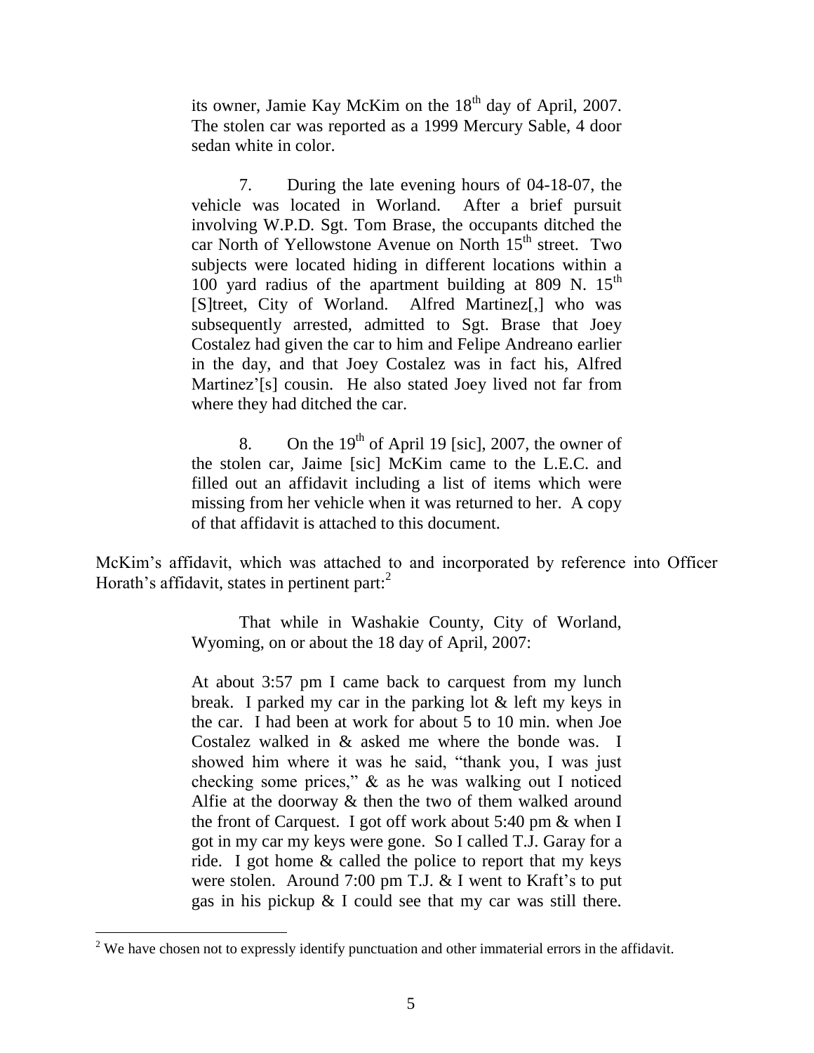its owner, Jamie Kay McKim on the 18th day of April, 2007. The stolen car was reported as a 1999 Mercury Sable, 4 door sedan white in color.

> 7. During the late evening hours of 04-18-07, the vehicle was located in Worland. After a brief pursuit involving W.P.D. Sgt. Tom Brase, the occupants ditched the car North of Yellowstone Avenue on North 15th street. Two subjects were located hiding in different locations within a 100 yard radius of the apartment building at 809 N. 15th [S]treet, City of Worland. Alfred Martinez[,] who was subsequently arrested, admitted to Sgt. Brase that Joey Costalez had given the car to him and Felipe Andreano earlier in the day, and that Joey Costalez was in fact his, Alfred Martinez'[s] cousin. He also stated Joey lived not far from where they had ditched the car.
>
> 8. On the 19th of April 19 [sic], 2007, the owner of the stolen car, Jaime [sic] McKim came to the L.E.C. and filled out an affidavit including a list of items which were missing from her vehicle when it was returned to her. A copy of that affidavit is attached to this document.

McKim's affidavit, which was attached to and incorporated by reference into Officer Horath's affidavit, states in pertinent part:[2]

> That while in Washakie County, City of Worland, Wyoming, on or about the 18 day of April, 2007:
>
> At about 3:57 pm I came back to carquest from my lunch break. I parked my car in the parking lot & left my keys in the car. I had been at work for about 5 to 10 min. when Joe Costalez walked in & asked me where the bonde was. I showed him where it was he said, "thank you, I was just checking some prices," & as he was walking out I noticed Alfie at the doorway & then the two of them walked around the front of Carquest. I got off work about 5:40 pm & when I got in my car my keys were gone. So I called T.J. Garay for a ride. I got home & called the police to report that my keys were stolen. Around 7:00 pm T.J. & I went to Kraft's to put gas in his pickup & I could see that my car was still there.

[2] We have chosen not to expressly identify punctuation and other immaterial errors in the affidavit.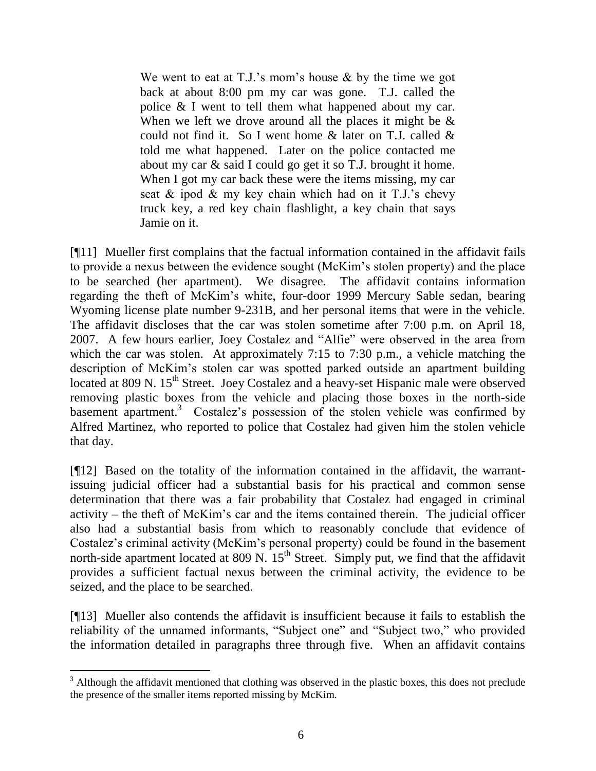> We went to eat at T.J.'s mom's house & by the time we got back at about 8:00 pm my car was gone. T.J. called the police & I went to tell them what happened about my car. When we left we drove around all the places it might be & could not find it. So I went home & later on T.J. called & told me what happened. Later on the police contacted me about my car & said I could go get it so T.J. brought it home. When I got my car back these were the items missing, my car seat & ipod & my key chain which had on it T.J.'s chevy truck key, a red key chain flashlight, a key chain that says Jamie on it.

[¶11] Mueller first complains that the factual information contained in the affidavit fails to provide a nexus between the evidence sought (McKim's stolen property) and the place to be searched (her apartment). We disagree. The affidavit contains information regarding the theft of McKim's white, four-door 1999 Mercury Sable sedan, bearing Wyoming license plate number 9-231B, and her personal items that were in the vehicle. The affidavit discloses that the car was stolen sometime after 7:00 p.m. on April 18, 2007. A few hours earlier, Joey Costalez and "Alfie" were observed in the area from which the car was stolen. At approximately 7:15 to 7:30 p.m., a vehicle matching the description of McKim's stolen car was spotted parked outside an apartment building located at 809 N. 15th Street. Joey Costalez and a heavy-set Hispanic male were observed removing plastic boxes from the vehicle and placing those boxes in the north-side basement apartment.[3] Costalez's possession of the stolen vehicle was confirmed by Alfred Martinez, who reported to police that Costalez had given him the stolen vehicle that day.

[¶12] Based on the totality of the information contained in the affidavit, the warrant-issuing judicial officer had a substantial basis for his practical and common sense determination that there was a fair probability that Costalez had engaged in criminal activity – the theft of McKim's car and the items contained therein. The judicial officer also had a substantial basis from which to reasonably conclude that evidence of Costalez's criminal activity (McKim's personal property) could be found in the basement north-side apartment located at 809 N. 15th Street. Simply put, we find that the affidavit provides a sufficient factual nexus between the criminal activity, the evidence to be seized, and the place to be searched.

[¶13] Mueller also contends the affidavit is insufficient because it fails to establish the reliability of the unnamed informants, "Subject one" and "Subject two," who provided the information detailed in paragraphs three through five. When an affidavit contains

---

[3] Although the affidavit mentioned that clothing was observed in the plastic boxes, this does not preclude the presence of the smaller items reported missing by McKim.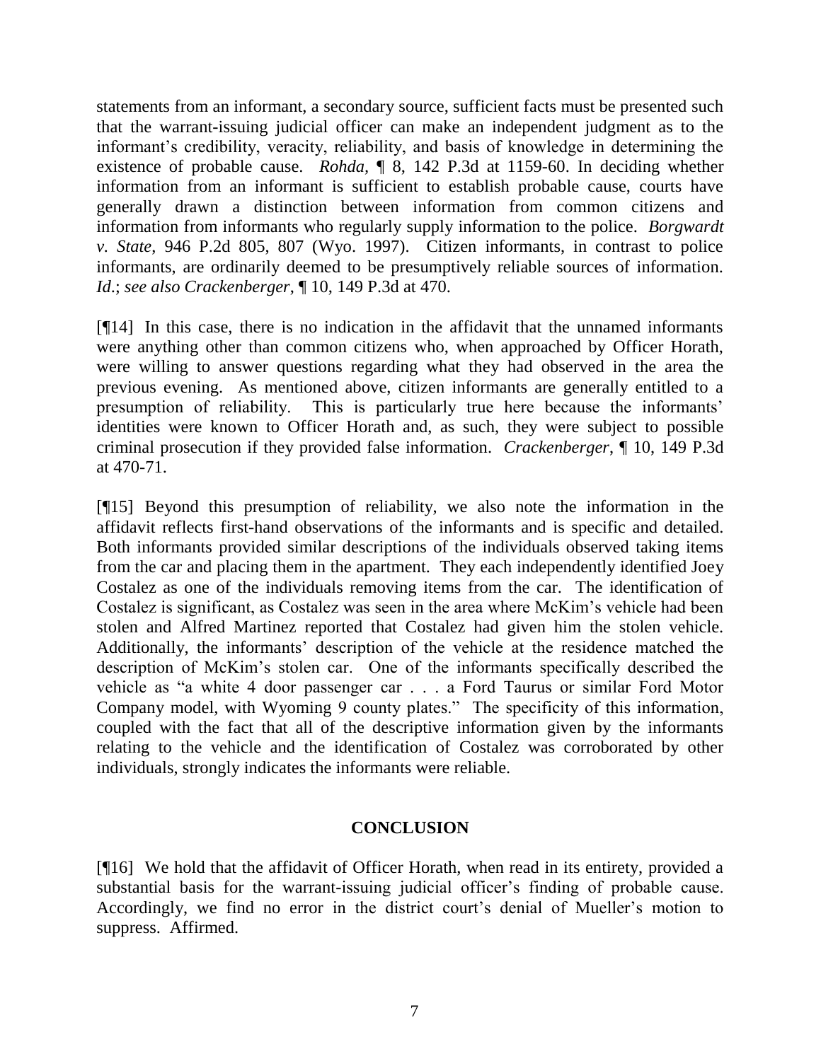statements from an informant, a secondary source, sufficient facts must be presented such that the warrant-issuing judicial officer can make an independent judgment as to the informant's credibility, veracity, reliability, and basis of knowledge in determining the existence of probable cause. *Rohda*, ¶ 8, 142 P.3d at 1159-60. In deciding whether information from an informant is sufficient to establish probable cause, courts have generally drawn a distinction between information from common citizens and information from informants who regularly supply information to the police. *Borgwardt v. State*, 946 P.2d 805, 807 (Wyo. 1997). Citizen informants, in contrast to police informants, are ordinarily deemed to be presumptively reliable sources of information. *Id*.; *see also Crackenberger*, ¶ 10, 149 P.3d at 470.

[¶14] In this case, there is no indication in the affidavit that the unnamed informants were anything other than common citizens who, when approached by Officer Horath, were willing to answer questions regarding what they had observed in the area the previous evening. As mentioned above, citizen informants are generally entitled to a presumption of reliability. This is particularly true here because the informants' identities were known to Officer Horath and, as such, they were subject to possible criminal prosecution if they provided false information. *Crackenberger*, ¶ 10, 149 P.3d at 470-71.

[¶15] Beyond this presumption of reliability, we also note the information in the affidavit reflects first-hand observations of the informants and is specific and detailed. Both informants provided similar descriptions of the individuals observed taking items from the car and placing them in the apartment. They each independently identified Joey Costalez as one of the individuals removing items from the car. The identification of Costalez is significant, as Costalez was seen in the area where McKim's vehicle had been stolen and Alfred Martinez reported that Costalez had given him the stolen vehicle. Additionally, the informants' description of the vehicle at the residence matched the description of McKim's stolen car. One of the informants specifically described the vehicle as "a white 4 door passenger car . . . a Ford Taurus or similar Ford Motor Company model, with Wyoming 9 county plates." The specificity of this information, coupled with the fact that all of the descriptive information given by the informants relating to the vehicle and the identification of Costalez was corroborated by other individuals, strongly indicates the informants were reliable.

## CONCLUSION

[¶16] We hold that the affidavit of Officer Horath, when read in its entirety, provided a substantial basis for the warrant-issuing judicial officer's finding of probable cause. Accordingly, we find no error in the district court's denial of Mueller's motion to suppress. Affirmed.